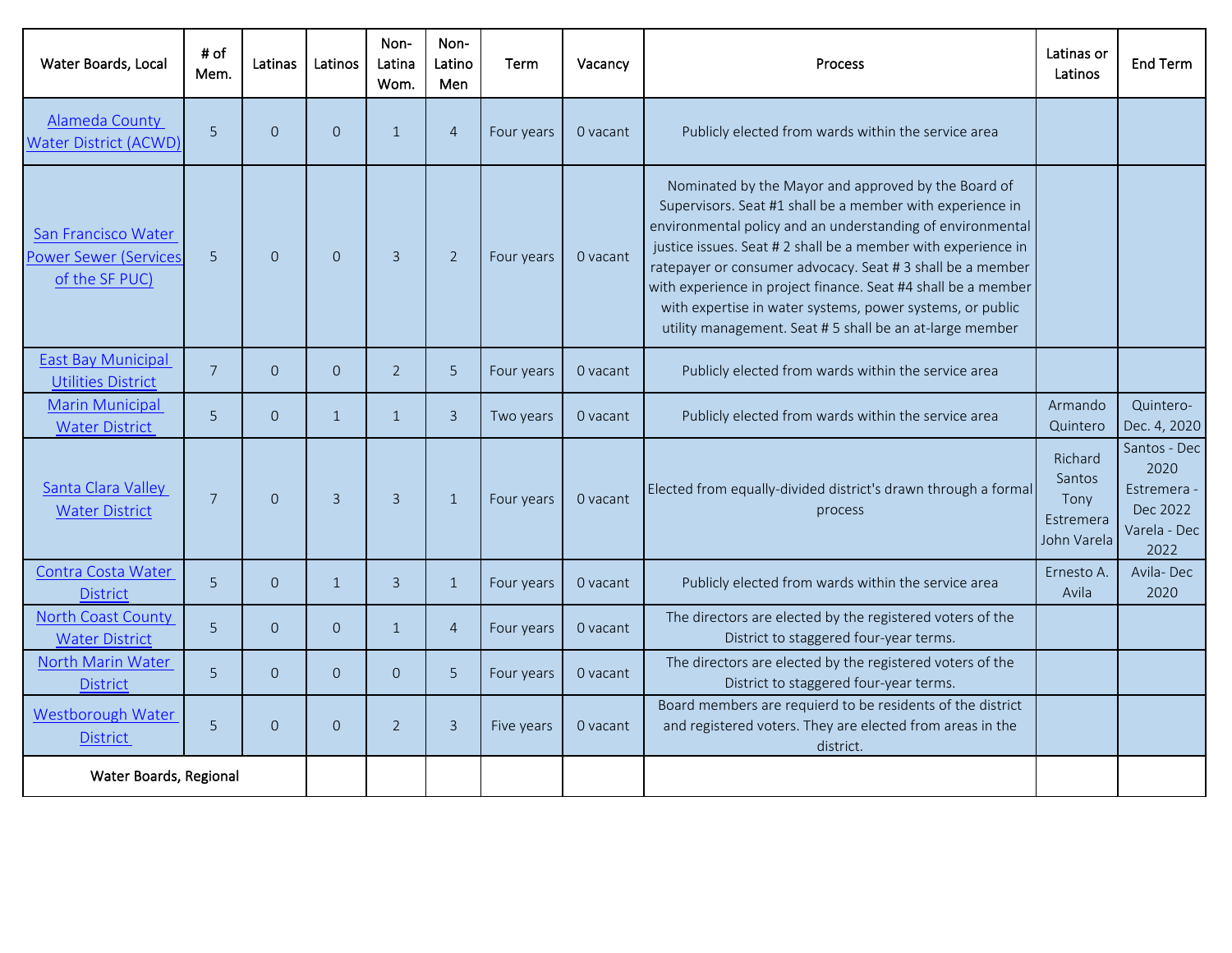| Water Boards, Local | # of Mem. | Latinas | Latinos | Non-Latina Wom. | Non-Latino Men | Term | Vacancy | Process | Latinas or Latinos | End Term |
|---|---|---|---|---|---|---|---|---|---|---|
| Alameda County Water District (ACWD) | 5 | 0 | 0 | 1 | 4 | Four years | 0 vacant | Publicly elected from wards within the service area | | |
| San Francisco Water Power Sewer (Services of the SF PUC) | 5 | 0 | 0 | 3 | 2 | Four years | 0 vacant | Nominated by the Mayor and approved by the Board of Supervisors. Seat #1 shall be a member with experience in environmental policy and an understanding of environmental justice issues. Seat # 2 shall be a member with experience in ratepayer or consumer advocacy. Seat # 3 shall be a member with experience in project finance. Seat #4 shall be a member with expertise in water systems, power systems, or public utility management. Seat # 5 shall be an at-large member | | |
| East Bay Municipal Utilities District | 7 | 0 | 0 | 2 | 5 | Four years | 0 vacant | Publicly elected from wards within the service area | | |
| Marin Municipal Water District | 5 | 0 | 1 | 1 | 3 | Two years | 0 vacant | Publicly elected from wards within the service area | Armando Quintero | Quintero- Dec. 4, 2020 |
| Santa Clara Valley Water District | 7 | 0 | 3 | 3 | 1 | Four years | 0 vacant | Elected from equally-divided district's drawn through a formal process | Richard Santos Tony Estremera John Varela | Santos - Dec 2020 Estremera - Dec 2022 Varela - Dec 2022 |
| Contra Costa Water District | 5 | 0 | 1 | 3 | 1 | Four years | 0 vacant | Publicly elected from wards within the service area | Ernesto A. Avila | Avila- Dec 2020 |
| North Coast County Water District | 5 | 0 | 0 | 1 | 4 | Four years | 0 vacant | The directors are elected by the registered voters of the District to staggered four-year terms. | | |
| North Marin Water District | 5 | 0 | 0 | 0 | 5 | Four years | 0 vacant | The directors are elected by the registered voters of the District to staggered four-year terms. | | |
| Westborough Water District | 5 | 0 | 0 | 2 | 3 | Five years | 0 vacant | Board members are requierd to be residents of the district and registered voters. They are elected from areas in the district. | | |
| Water Boards, Regional | | | | | | | | | | |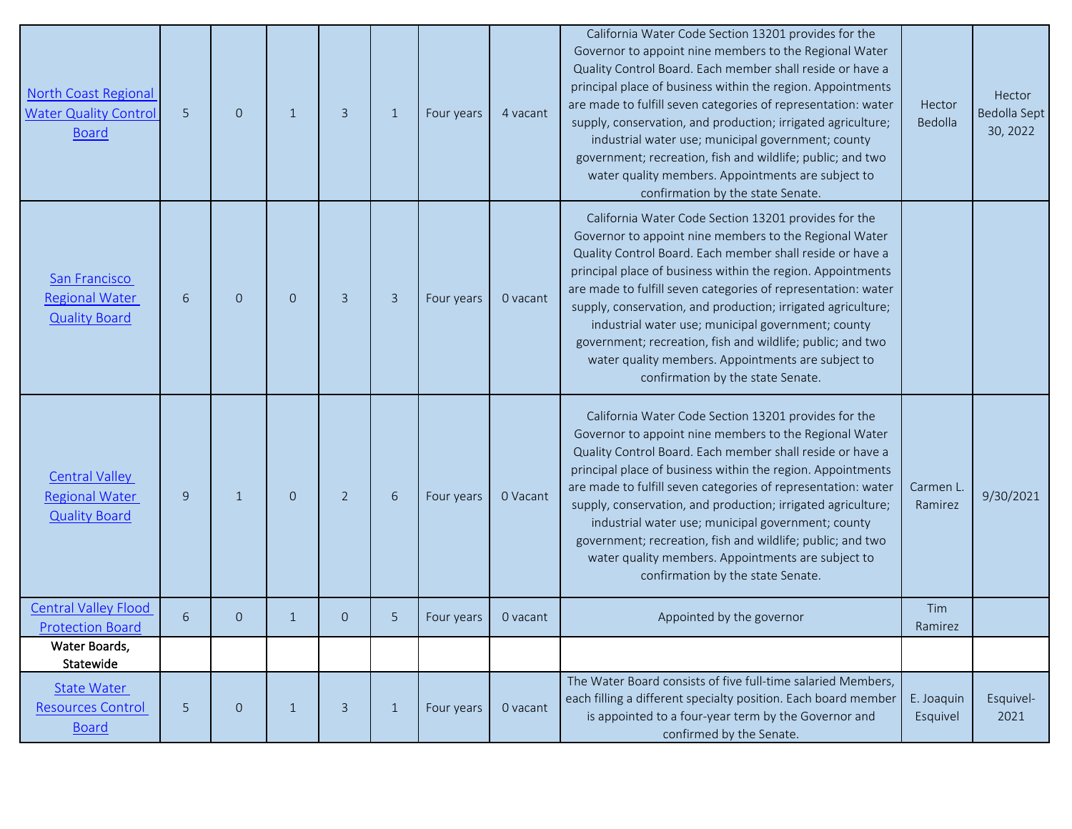| | | | | | | | | | |
|---|---|---|---|---|---|---|---|---|---|
| [North Coast Regional Water Quality Control Board]() | 5 | 0 | 1 | 3 | 1 | Four years | 4 vacant | California Water Code Section 13201 provides for the Governor to appoint nine members to the Regional Water Quality Control Board. Each member shall reside or have a principal place of business within the region. Appointments are made to fulfill seven categories of representation: water supply, conservation, and production; irrigated agriculture; industrial water use; municipal government; county government; recreation, fish and wildlife; public; and two water quality members. Appointments are subject to confirmation by the state Senate. | Hector Bedolla | Hector Bedolla Sept 30, 2022 |
| [San Francisco Regional Water Quality Board]() | 6 | 0 | 0 | 3 | 3 | Four years | 0 vacant | California Water Code Section 13201 provides for the Governor to appoint nine members to the Regional Water Quality Control Board. Each member shall reside or have a principal place of business within the region. Appointments are made to fulfill seven categories of representation: water supply, conservation, and production; irrigated agriculture; industrial water use; municipal government; county government; recreation, fish and wildlife; public; and two water quality members. Appointments are subject to confirmation by the state Senate. | | |
| [Central Valley Regional Water Quality Board]() | 9 | 1 | 0 | 2 | 6 | Four years | 0 Vacant | California Water Code Section 13201 provides for the Governor to appoint nine members to the Regional Water Quality Control Board. Each member shall reside or have a principal place of business within the region. Appointments are made to fulfill seven categories of representation: water supply, conservation, and production; irrigated agriculture; industrial water use; municipal government; county government; recreation, fish and wildlife; public; and two water quality members. Appointments are subject to confirmation by the state Senate. | Carmen L. Ramirez | 9/30/2021 |
| [Central Valley Flood Protection Board]() | 6 | 0 | 1 | 0 | 5 | Four years | 0 vacant | Appointed by the governor | Tim Ramirez | |
| Water Boards, Statewide | | | | | | | | | | |
| [State Water Resources Control Board]() | 5 | 0 | 1 | 3 | 1 | Four years | 0 vacant | The Water Board consists of five full-time salaried Members, each filling a different specialty position. Each board member is appointed to a four-year term by the Governor and confirmed by the Senate. | E. Joaquin Esquivel | Esquivel-2021 |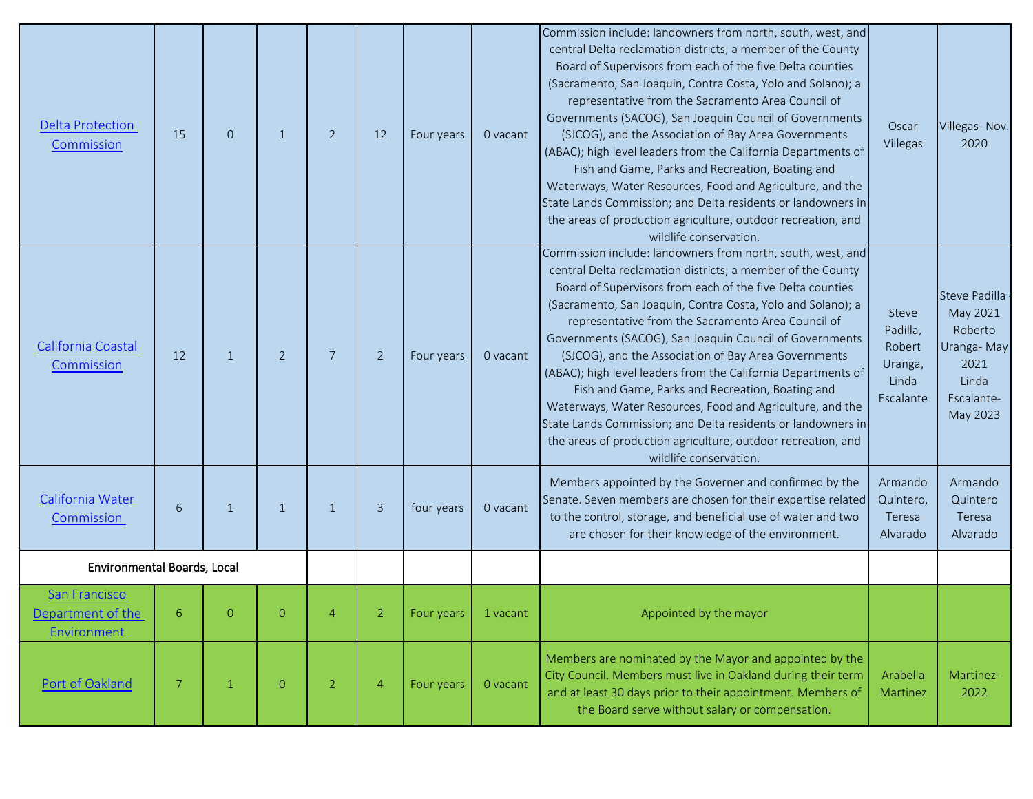| | | | | | | | | | |
|---|---|---|---|---|---|---|---|---|---|
| Delta Protection Commission | 15 | 0 | 1 | 2 | 12 | Four years | 0 vacant | Commission include: landowners from north, south, west, and central Delta reclamation districts; a member of the County Board of Supervisors from each of the five Delta counties (Sacramento, San Joaquin, Contra Costa, Yolo and Solano); a representative from the Sacramento Area Council of Governments (SACOG), San Joaquin Council of Governments (SJCOG), and the Association of Bay Area Governments (ABAC); high level leaders from the California Departments of Fish and Game, Parks and Recreation, Boating and Waterways, Water Resources, Food and Agriculture, and the State Lands Commission; and Delta residents or landowners in the areas of production agriculture, outdoor recreation, and wildlife conservation. | Oscar Villegas | Villegas- Nov. 2020 |
| California Coastal Commission | 12 | 1 | 2 | 7 | 2 | Four years | 0 vacant | Commission include: landowners from north, south, west, and central Delta reclamation districts; a member of the County Board of Supervisors from each of the five Delta counties (Sacramento, San Joaquin, Contra Costa, Yolo and Solano); a representative from the Sacramento Area Council of Governments (SACOG), San Joaquin Council of Governments (SJCOG), and the Association of Bay Area Governments (ABAC); high level leaders from the California Departments of Fish and Game, Parks and Recreation, Boating and Waterways, Water Resources, Food and Agriculture, and the State Lands Commission; and Delta residents or landowners in the areas of production agriculture, outdoor recreation, and wildlife conservation. | Steve Padilla, Robert Uranga, Linda Escalante | Steve Padilla - May 2021 Roberto Uranga- May 2021 Linda Escalante- May 2023 |
| California Water Commission | 6 | 1 | 1 | 1 | 3 | four years | 0 vacant | Members appointed by the Governer and confirmed by the Senate. Seven members are chosen for their expertise related to the control, storage, and beneficial use of water and two are chosen for their knowledge of the environment. | Armando Quintero, Teresa Alvarado | Armando Quintero Teresa Alvarado |
| Environmental Boards, Local | | | | | | | | | | |
| San Francisco Department of the Environment | 6 | 0 | 0 | 4 | 2 | Four years | 1 vacant | Appointed by the mayor | | |
| Port of Oakland | 7 | 1 | 0 | 2 | 4 | Four years | 0 vacant | Members are nominated by the Mayor and appointed by the City Council. Members must live in Oakland during their term and at least 30 days prior to their appointment. Members of the Board serve without salary or compensation. | Arabella Martinez | Martinez- 2022 |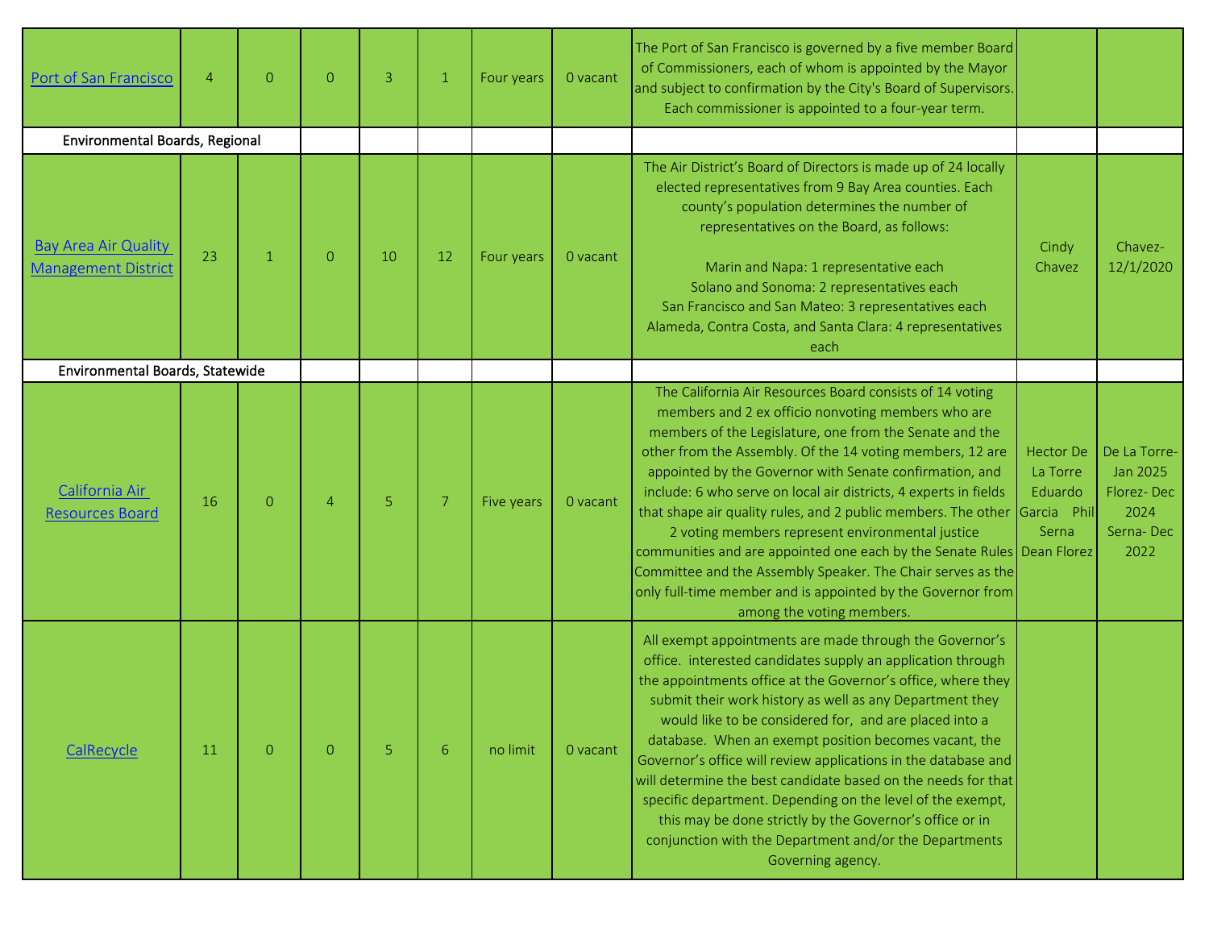| | | | | | | | | | |
|---|---|---|---|---|---|---|---|---|---|
| Port of San Francisco | 4 | 0 | 0 | 3 | 1 | Four years | 0 vacant | The Port of San Francisco is governed by a five member Board of Commissioners, each of whom is appointed by the Mayor and subject to confirmation by the City's Board of Supervisors. Each commissioner is appointed to a four-year term. | | |
| Environmental Boards, Regional | | | | | | | | | | |
| Bay Area Air Quality Management District | 23 | 1 | 0 | 10 | 12 | Four years | 0 vacant | The Air District's Board of Directors is made up of 24 locally elected representatives from 9 Bay Area counties. Each county's population determines the number of representatives on the Board, as follows: Marin and Napa: 1 representative each Solano and Sonoma: 2 representatives each San Francisco and San Mateo: 3 representatives each Alameda, Contra Costa, and Santa Clara: 4 representatives each | Cindy Chavez | Chavez- 12/1/2020 |
| Environmental Boards, Statewide | | | | | | | | | | |
| California Air Resources Board | 16 | 0 | 4 | 5 | 7 | Five years | 0 vacant | The California Air Resources Board consists of 14 voting members and 2 ex officio nonvoting members who are members of the Legislature, one from the Senate and the other from the Assembly. Of the 14 voting members, 12 are appointed by the Governor with Senate confirmation, and include: 6 who serve on local air districts, 4 experts in fields that shape air quality rules, and 2 public members. The other 2 voting members represent environmental justice communities and are appointed one each by the Senate Rules Committee and the Assembly Speaker. The Chair serves as the only full-time member and is appointed by the Governor from among the voting members. | Hector De La Torre Eduardo Garcia Phil Serna Dean Florez | De La Torre- Jan 2025 Florez- Dec 2024 Serna- Dec 2022 |
| CalRecycle | 11 | 0 | 0 | 5 | 6 | no limit | 0 vacant | All exempt appointments are made through the Governor's office. interested candidates supply an application through the appointments office at the Governor's office, where they submit their work history as well as any Department they would like to be considered for, and are placed into a database. When an exempt position becomes vacant, the Governor's office will review applications in the database and will determine the best candidate based on the needs for that specific department. Depending on the level of the exempt, this may be done strictly by the Governor's office or in conjunction with the Department and/or the Departments Governing agency. | | |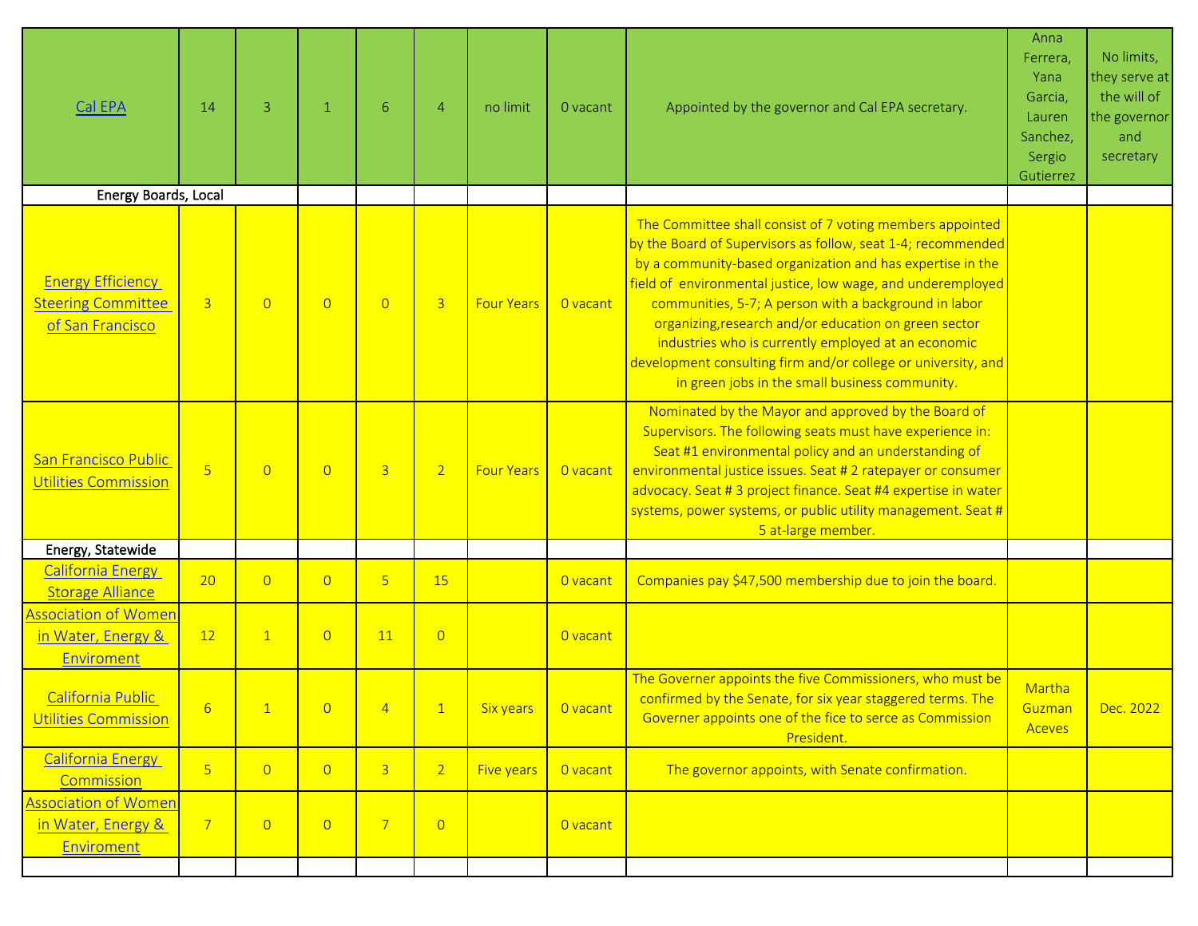| | | | | | | | | | | |
|---|---|---|---|---|---|---|---|---|---|---|
| Cal EPA | 14 | 3 | 1 | 6 | 4 | no limit | 0 vacant | Appointed by the governor and Cal EPA secretary. | Anna Ferrera, Yana Garcia, Lauren Sanchez, Sergio Gutierrez | No limits, they serve at the will of the governor and secretary |
| Energy Boards, Local | | | | | | | | | | |
| Energy Efficiency Steering Committee of San Francisco | 3 | 0 | 0 | 0 | 3 | Four Years | 0 vacant | The Committee shall consist of 7 voting members appointed by the Board of Supervisors as follow, seat 1-4; recommended by a community-based organization and has expertise in the field of environmental justice, low wage, and underemployed communities, 5-7; A person with a background in labor organizing,research and/or education on green sector industries who is currently employed at an economic development consulting firm and/or college or university, and in green jobs in the small business community. | | |
| San Francisco Public Utilities Commission | 5 | 0 | 0 | 3 | 2 | Four Years | 0 vacant | Nominated by the Mayor and approved by the Board of Supervisors. The following seats must have experience in: Seat #1 environmental policy and an understanding of environmental justice issues. Seat # 2 ratepayer or consumer advocacy. Seat # 3 project finance. Seat #4 expertise in water systems, power systems, or public utility management. Seat # 5 at-large member. | | |
| Energy, Statewide | | | | | | | | | | |
| California Energy Storage Alliance | 20 | 0 | 0 | 5 | 15 | | 0 vacant | Companies pay $47,500 membership due to join the board. | | |
| Association of Women in Water, Energy & Enviroment | 12 | 1 | 0 | 11 | 0 | | 0 vacant | | | |
| California Public Utilities Commission | 6 | 1 | 0 | 4 | 1 | Six years | 0 vacant | The Governer appoints the five Commissioners, who must be confirmed by the Senate, for six year staggered terms. The Governer appoints one of the fice to serce as Commission President. | Martha Guzman Aceves | Dec. 2022 |
| California Energy Commission | 5 | 0 | 0 | 3 | 2 | Five years | 0 vacant | The governor appoints, with Senate confirmation. | | |
| Association of Women in Water, Energy & Enviroment | 7 | 0 | 0 | 7 | 0 | | 0 vacant | | | |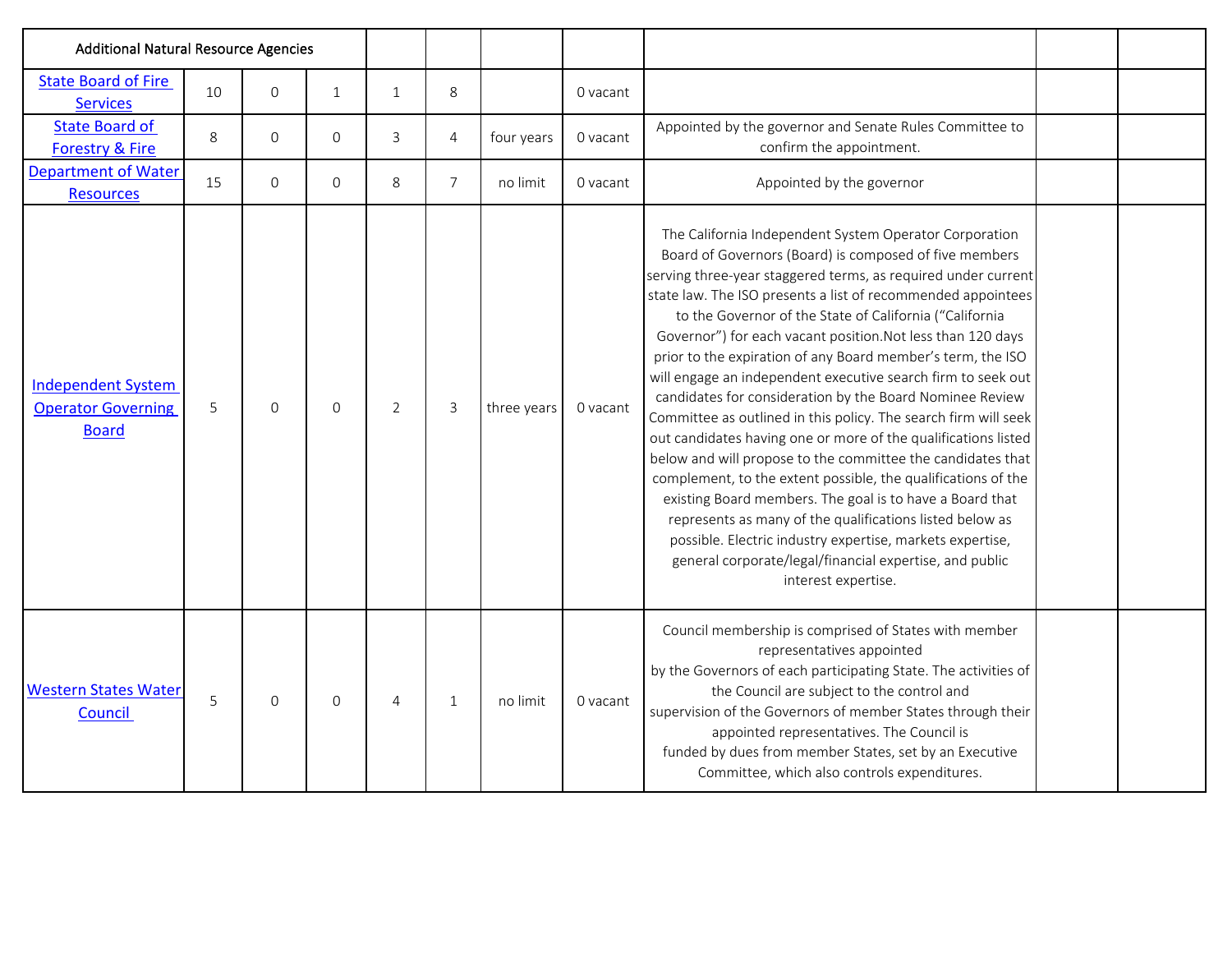| | | | | | | | | | |
|---|---|---|---|---|---|---|---|---|---|
| Additional Natural Resource Agencies | | | | | | | | | |
| State Board of Fire Services | 10 | 0 | 1 | 1 | 8 | | 0 vacant | | | |
| State Board of Forestry & Fire | 8 | 0 | 0 | 3 | 4 | four years | 0 vacant | Appointed by the governor and Senate Rules Committee to confirm the appointment. | | |
| Department of Water Resources | 15 | 0 | 0 | 8 | 7 | no limit | 0 vacant | Appointed by the governor | | |
| Independent System Operator Governing Board | 5 | 0 | 0 | 2 | 3 | three years | 0 vacant | The California Independent System Operator Corporation Board of Governors (Board) is composed of five members serving three-year staggered terms, as required under current state law. The ISO presents a list of recommended appointees to the Governor of the State of California ("California Governor") for each vacant position.Not less than 120 days prior to the expiration of any Board member's term, the ISO will engage an independent executive search firm to seek out candidates for consideration by the Board Nominee Review Committee as outlined in this policy. The search firm will seek out candidates having one or more of the qualifications listed below and will propose to the committee the candidates that complement, to the extent possible, the qualifications of the existing Board members. The goal is to have a Board that represents as many of the qualifications listed below as possible. Electric industry expertise, markets expertise, general corporate/legal/financial expertise, and public interest expertise. | | |
| Western States Water Council | 5 | 0 | 0 | 4 | 1 | no limit | 0 vacant | Council membership is comprised of States with member representatives appointed by the Governors of each participating State. The activities of the Council are subject to the control and supervision of the Governors of member States through their appointed representatives. The Council is funded by dues from member States, set by an Executive Committee, which also controls expenditures. | | |